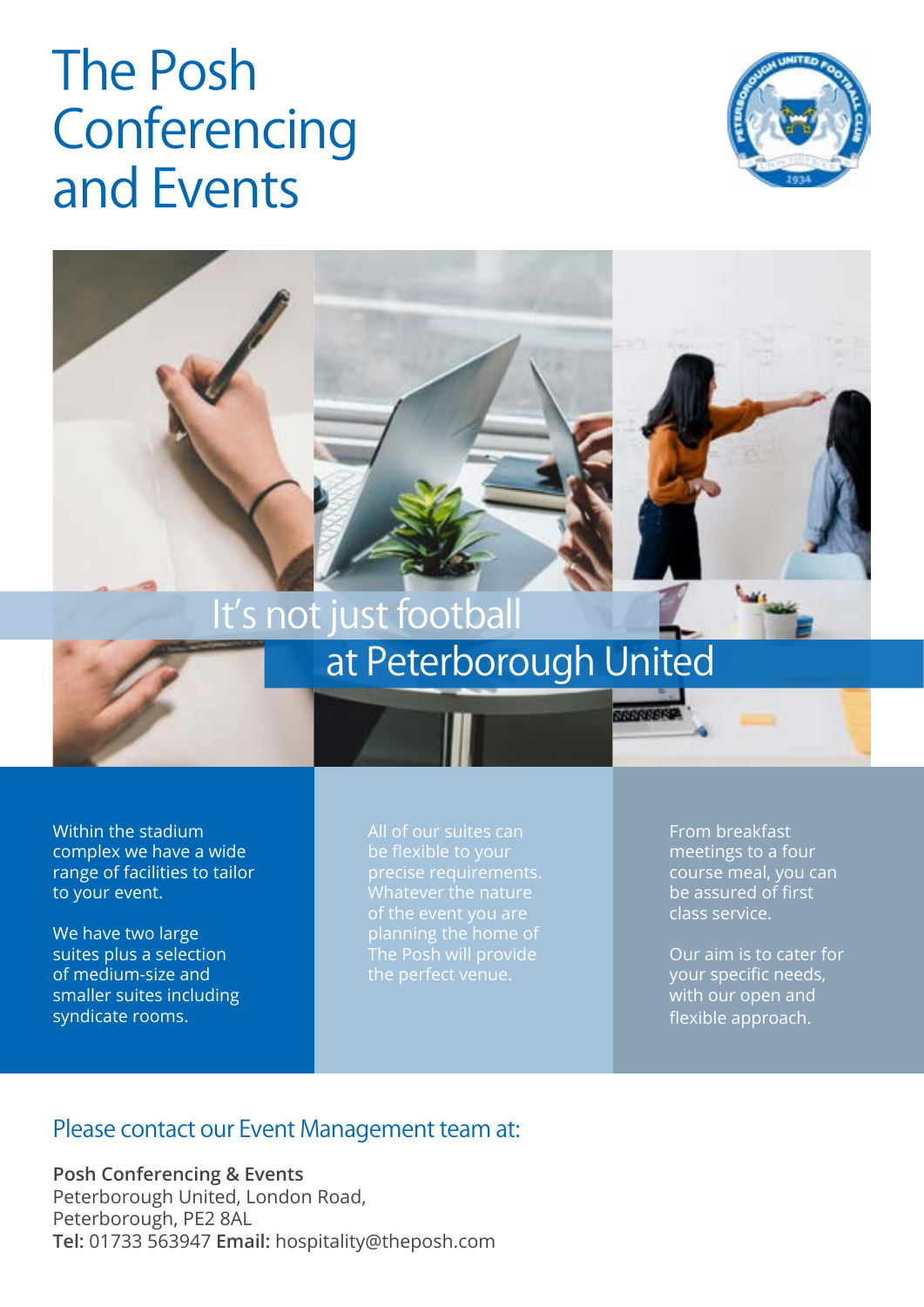# The Posh Conferencing and Events

## It's not just football at Peterborough United

Within the stadium complex we have a wide range of facilities to tailor to your event.

We have two large suites plus a selection of medium-size and smaller suites including syndicate rooms.

All of our suites can be flexible to your precise requirements. Whatever the nature of the event you are planning the home of The Posh will provide the perfect venue.

From breakfast meetings to a four course meal, you can be assured of first class service.

Our aim is to cater for your specific needs, with our open and flexible approach.

### Please contact our Event Management team at:

**Posh Conferencing & Events**
Peterborough United, London Road,
Peterborough, PE2 8AL
**Tel:** 01733 563947 **Email:** hospitality@theposh.com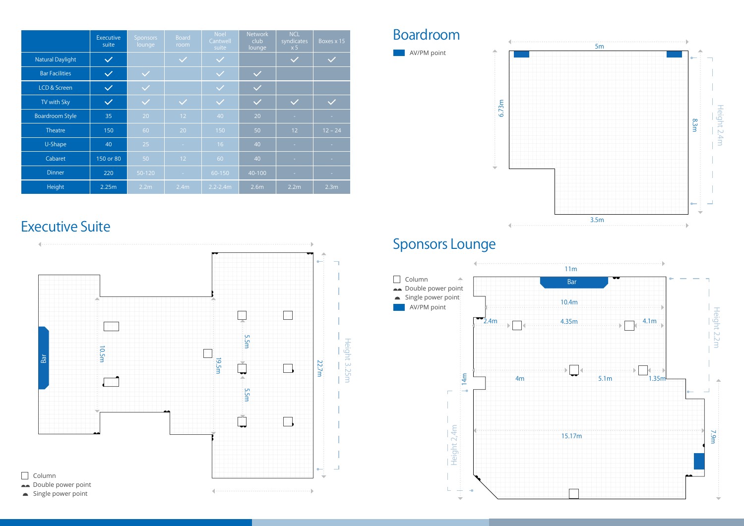| | Executive suite | Sponsors lounge | Board room | Noel Cantwell suite | Network club lounge | NCL syndicates x 5 | Boxes x 15 |
|---|---|---|---|---|---|---|---|
| Natural Daylight | ✓ | | ✓ | ✓ | | ✓ | ✓ |
| Bar Facilities | ✓ | ✓ | | ✓ | ✓ | | |
| LCD & Screen | ✓ | ✓ | | ✓ | ✓ | | |
| TV with Sky | ✓ | ✓ | ✓ | ✓ | ✓ | ✓ | ✓ |
| Boardroom Style | 35 | 20 | 12 | 40 | 20 | - | - |
| Theatre | 150 | 60 | 20 | 150 | 50 | 12 | 12 – 24 |
| U-Shape | 40 | 25 | - | 16 | 40 | - | - |
| Cabaret | 150 or 80 | 50 | 12 | 60 | 40 | - | - |
| Dinner | 220 | 50-120 | - | 60-150 | 40-100 | - | - |
| Height | 2.25m | 2.2m | 2.4m | 2.2-2.4m | 2.6m | 2.2m | 2.3m |

## Boardroom

AV/PM point

5m, 6.73m, 8.3m, 3.5m, Height 2.4m

## Executive Suite

Bar

10.5m, 19.5m, 5.5m, 5.5m, 22.7m, Height 3.25m

- Column
- Double power point
- Single power point

## Sponsors Lounge

- Column
- Double power point
- Single power point
- AV/PM point

Bar

11m, 10.4m, 2.4m, 4.35m, 4.1m, 4m, 5.1m, 1.35m, 14m, 15.17m, 7.9m, Height 2.2m, Height 2.4m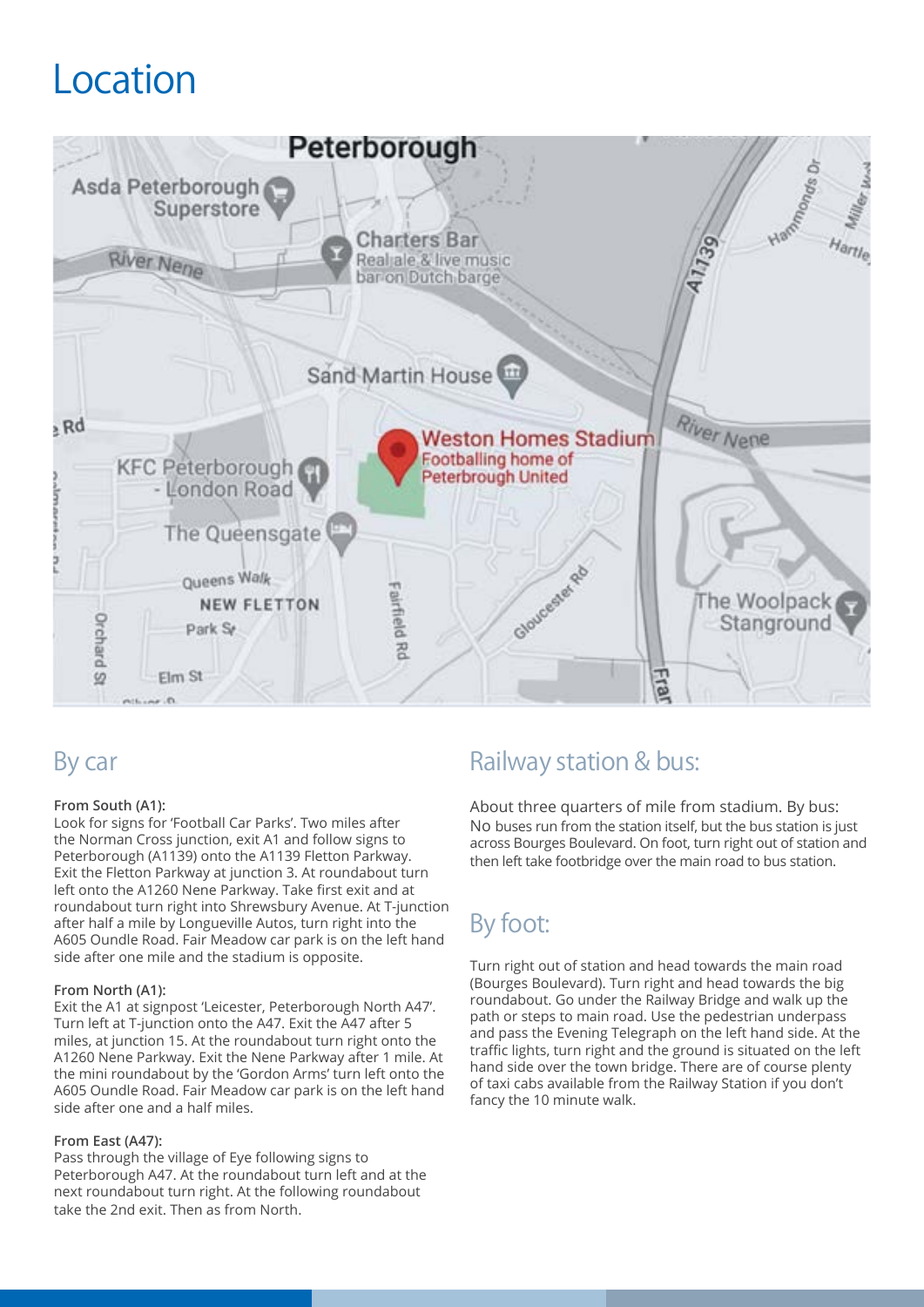# Location

Peterborough

Asda Peterborough Superstore

Charters Bar
Real ale & live music bar on Dutch barge

River Nene

A1139

Hammonds Dr

Miller Way

Hartle

Sand Martin House

Rd

Weston Homes Stadium
Footballing home of Peterbrough United

River Nene

KFC Peterborough - London Road

The Queensgate

Queens Walk

NEW FLETTON

Park St

Orchard St

Elm St

Fairfield Rd

Gloucester Rd

The Woolpack Stanground

Fran

## By car

**From South (A1):**
Look for signs for 'Football Car Parks'. Two miles after the Norman Cross junction, exit A1 and follow signs to Peterborough (A1139) onto the A1139 Fletton Parkway. Exit the Fletton Parkway at junction 3. At roundabout turn left onto the A1260 Nene Parkway. Take first exit and at roundabout turn right into Shrewsbury Avenue. At T-junction after half a mile by Longueville Autos, turn right into the A605 Oundle Road. Fair Meadow car park is on the left hand side after one mile and the stadium is opposite.

**From North (A1):**
Exit the A1 at signpost 'Leicester, Peterborough North A47'. Turn left at T-junction onto the A47. Exit the A47 after 5 miles, at junction 15. At the roundabout turn right onto the A1260 Nene Parkway. Exit the Nene Parkway after 1 mile. At the mini roundabout by the 'Gordon Arms' turn left onto the A605 Oundle Road. Fair Meadow car park is on the left hand side after one and a half miles.

**From East (A47):**
Pass through the village of Eye following signs to Peterborough A47. At the roundabout turn left and at the next roundabout turn right. At the following roundabout take the 2nd exit. Then as from North.

## Railway station & bus:

About three quarters of mile from stadium. By bus: No buses run from the station itself, but the bus station is just across Bourges Boulevard. On foot, turn right out of station and then left take footbridge over the main road to bus station.

## By foot:

Turn right out of station and head towards the main road (Bourges Boulevard). Turn right and head towards the big roundabout. Go under the Railway Bridge and walk up the path or steps to main road. Use the pedestrian underpass and pass the Evening Telegraph on the left hand side. At the traffic lights, turn right and the ground is situated on the left hand side over the town bridge. There are of course plenty of taxi cabs available from the Railway Station if you don't fancy the 10 minute walk.